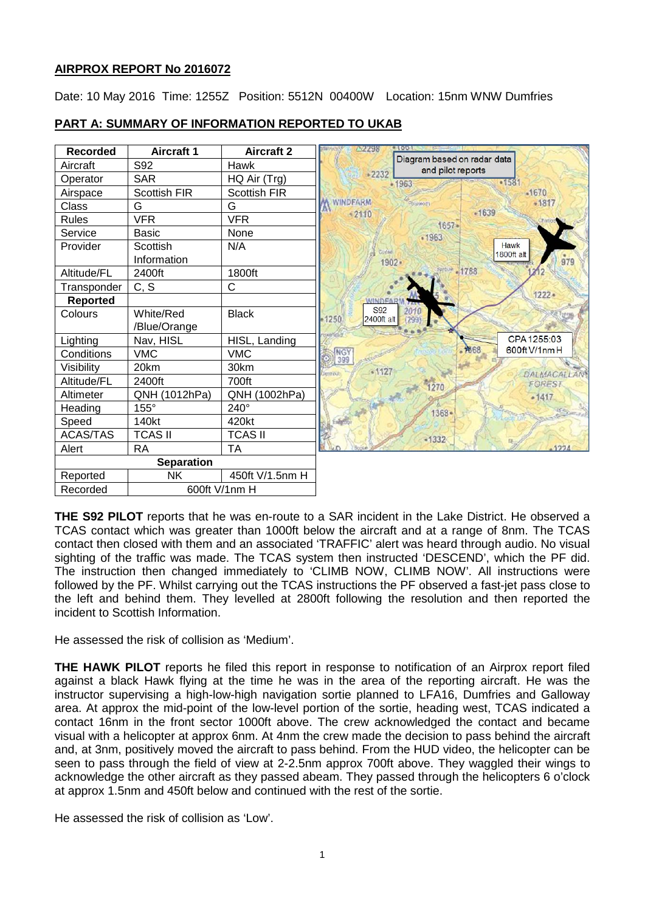**AIRPROX REPORT No 2016072**

Date: 10 May 2016 Time: 1255Z Position: 5512N 00400W Location: 15nm WNW Dumfries

**PART A: SUMMARY OF INFORMATION REPORTED TO UKAB**

| Recorded | Aircraft 1 | Aircraft 2 |
|---|---|---|
| Aircraft | S92 | Hawk |
| Operator | SAR | HQ Air (Trg) |
| Airspace | Scottish FIR | Scottish FIR |
| Class | G | G |
| Rules | VFR | VFR |
| Service | Basic | None |
| Provider | Scottish Information | N/A |
| Altitude/FL | 2400ft | 1800ft |
| Transponder | C, S | C |
| **Reported** | | |
| Colours | White/Red /Blue/Orange | Black |
| Lighting | Nav, HISL | HISL, Landing |
| Conditions | VMC | VMC |
| Visibility | 20km | 30km |
| Altitude/FL | 2400ft | 700ft |
| Altimeter | QNH (1012hPa) | QNH (1002hPa) |
| Heading | 155° | 240° |
| Speed | 140kt | 420kt |
| ACAS/TAS | TCAS II | TCAS II |
| Alert | RA | TA |
| **Separation** | | |
| Reported | NK | 450ft V/1.5nm H |
| Recorded | 600ft V/1nm H | |

Diagram based on radar data and pilot reports

**THE S92 PILOT** reports that he was en-route to a SAR incident in the Lake District. He observed a TCAS contact which was greater than 1000ft below the aircraft and at a range of 8nm. The TCAS contact then closed with them and an associated 'TRAFFIC' alert was heard through audio. No visual sighting of the traffic was made. The TCAS system then instructed 'DESCEND', which the PF did. The instruction then changed immediately to 'CLIMB NOW, CLIMB NOW'. All instructions were followed by the PF. Whilst carrying out the TCAS instructions the PF observed a fast-jet pass close to the left and behind them. They levelled at 2800ft following the resolution and then reported the incident to Scottish Information.

He assessed the risk of collision as 'Medium'.

**THE HAWK PILOT** reports he filed this report in response to notification of an Airprox report filed against a black Hawk flying at the time he was in the area of the reporting aircraft. He was the instructor supervising a high-low-high navigation sortie planned to LFA16, Dumfries and Galloway area. At approx the mid-point of the low-level portion of the sortie, heading west, TCAS indicated a contact 16nm in the front sector 1000ft above. The crew acknowledged the contact and became visual with a helicopter at approx 6nm. At 4nm the crew made the decision to pass behind the aircraft and, at 3nm, positively moved the aircraft to pass behind. From the HUD video, the helicopter can be seen to pass through the field of view at 2-2.5nm approx 700ft above. They waggled their wings to acknowledge the other aircraft as they passed abeam. They passed through the helicopters 6 o'clock at approx 1.5nm and 450ft below and continued with the rest of the sortie.

He assessed the risk of collision as 'Low'.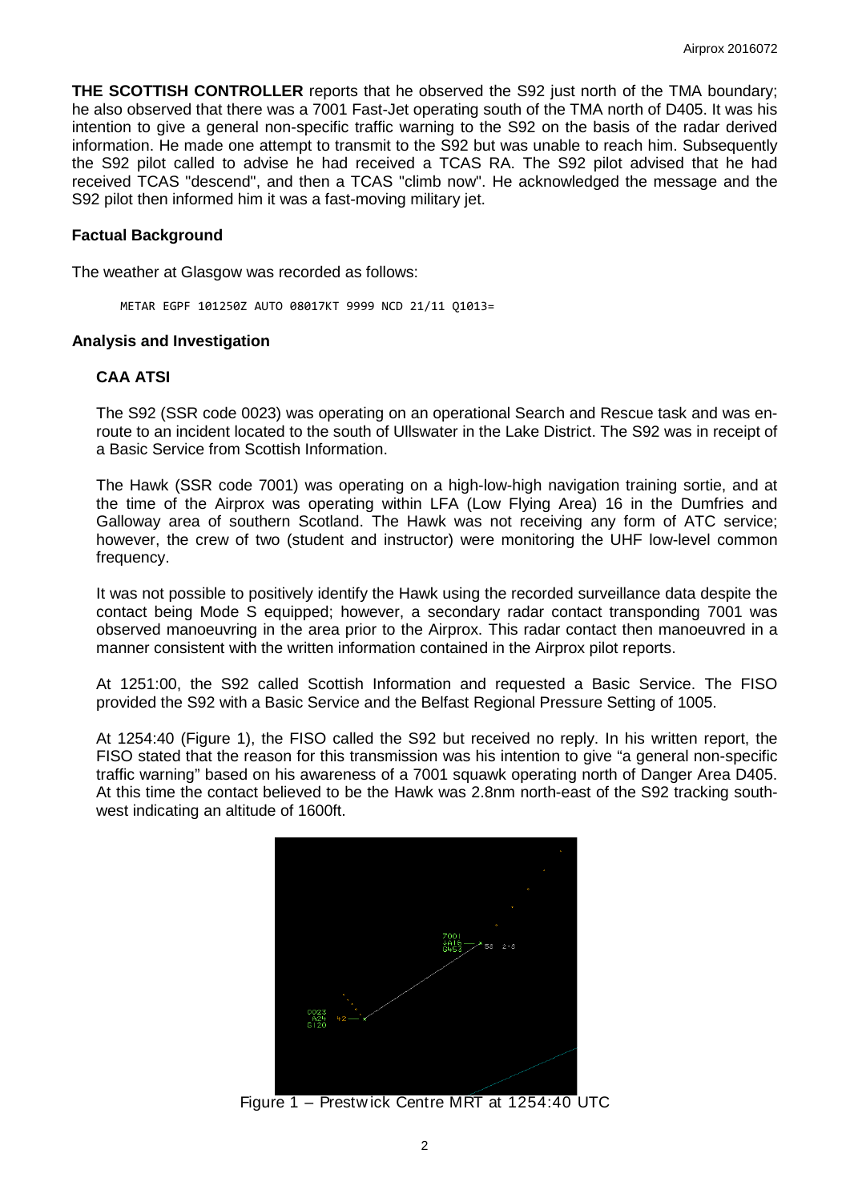**THE SCOTTISH CONTROLLER** reports that he observed the S92 just north of the TMA boundary; he also observed that there was a 7001 Fast-Jet operating south of the TMA north of D405. It was his intention to give a general non-specific traffic warning to the S92 on the basis of the radar derived information. He made one attempt to transmit to the S92 but was unable to reach him. Subsequently the S92 pilot called to advise he had received a TCAS RA. The S92 pilot advised that he had received TCAS "descend", and then a TCAS "climb now". He acknowledged the message and the S92 pilot then informed him it was a fast-moving military jet.

### Factual Background

The weather at Glasgow was recorded as follows:

```
METAR EGPF 101250Z AUTO 08017KT 9999 NCD 21/11 Q1013=
```

### Analysis and Investigation

#### CAA ATSI

The S92 (SSR code 0023) was operating on an operational Search and Rescue task and was en-route to an incident located to the south of Ullswater in the Lake District. The S92 was in receipt of a Basic Service from Scottish Information.

The Hawk (SSR code 7001) was operating on a high-low-high navigation training sortie, and at the time of the Airprox was operating within LFA (Low Flying Area) 16 in the Dumfries and Galloway area of southern Scotland. The Hawk was not receiving any form of ATC service; however, the crew of two (student and instructor) were monitoring the UHF low-level common frequency.

It was not possible to positively identify the Hawk using the recorded surveillance data despite the contact being Mode S equipped; however, a secondary radar contact transponding 7001 was observed manoeuvring in the area prior to the Airprox. This radar contact then manoeuvred in a manner consistent with the written information contained in the Airprox pilot reports.

At 1251:00, the S92 called Scottish Information and requested a Basic Service. The FISO provided the S92 with a Basic Service and the Belfast Regional Pressure Setting of 1005.

At 1254:40 (Figure 1), the FISO called the S92 but received no reply. In his written report, the FISO stated that the reason for this transmission was his intention to give "a general non-specific traffic warning" based on his awareness of a 7001 squawk operating north of Danger Area D405. At this time the contact believed to be the Hawk was 2.8nm north-east of the S92 tracking south-west indicating an altitude of 1600ft.

Figure 1 – Prestwick Centre MRT at 1254:40 UTC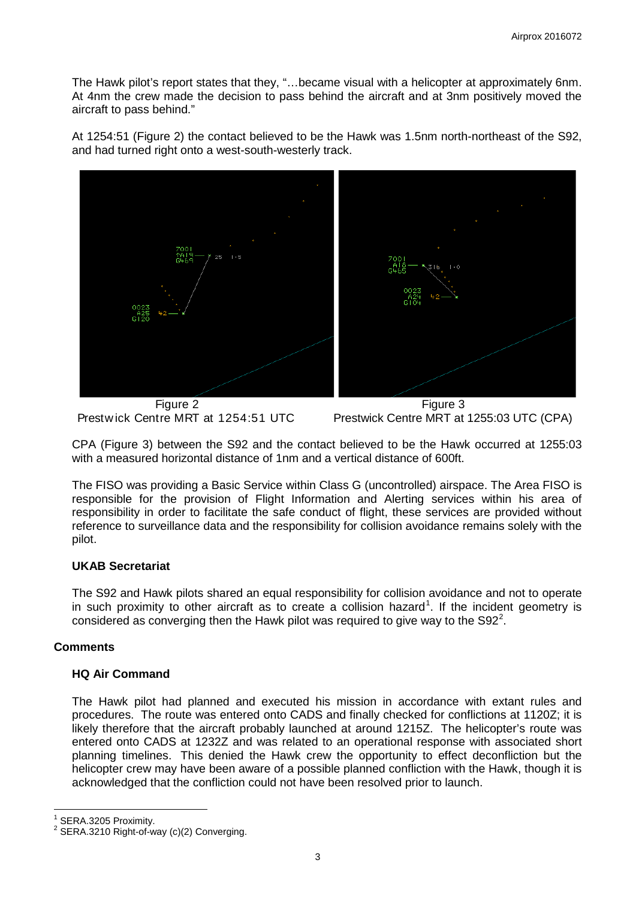The Hawk pilot's report states that they, "…became visual with a helicopter at approximately 6nm. At 4nm the crew made the decision to pass behind the aircraft and at 3nm positively moved the aircraft to pass behind."

At 1254:51 (Figure 2) the contact believed to be the Hawk was 1.5nm north-northeast of the S92, and had turned right onto a west-south-westerly track.

Figure 2
Prestwick Centre MRT at 1254:51 UTC

Figure 3
Prestwick Centre MRT at 1255:03 UTC (CPA)

CPA (Figure 3) between the S92 and the contact believed to be the Hawk occurred at 1255:03 with a measured horizontal distance of 1nm and a vertical distance of 600ft.

The FISO was providing a Basic Service within Class G (uncontrolled) airspace. The Area FISO is responsible for the provision of Flight Information and Alerting services within his area of responsibility in order to facilitate the safe conduct of flight, these services are provided without reference to surveillance data and the responsibility for collision avoidance remains solely with the pilot.

### UKAB Secretariat

The S92 and Hawk pilots shared an equal responsibility for collision avoidance and not to operate in such proximity to other aircraft as to create a collision hazard[1]. If the incident geometry is considered as converging then the Hawk pilot was required to give way to the S92[2].

## Comments

### HQ Air Command

The Hawk pilot had planned and executed his mission in accordance with extant rules and procedures. The route was entered onto CADS and finally checked for conflictions at 1120Z; it is likely therefore that the aircraft probably launched at around 1215Z. The helicopter's route was entered onto CADS at 1232Z and was related to an operational response with associated short planning timelines. This denied the Hawk crew the opportunity to effect deconfliction but the helicopter crew may have been aware of a possible planned confliction with the Hawk, though it is acknowledged that the confliction could not have been resolved prior to launch.

---

[1] SERA.3205 Proximity.

[2] SERA.3210 Right-of-way (c)(2) Converging.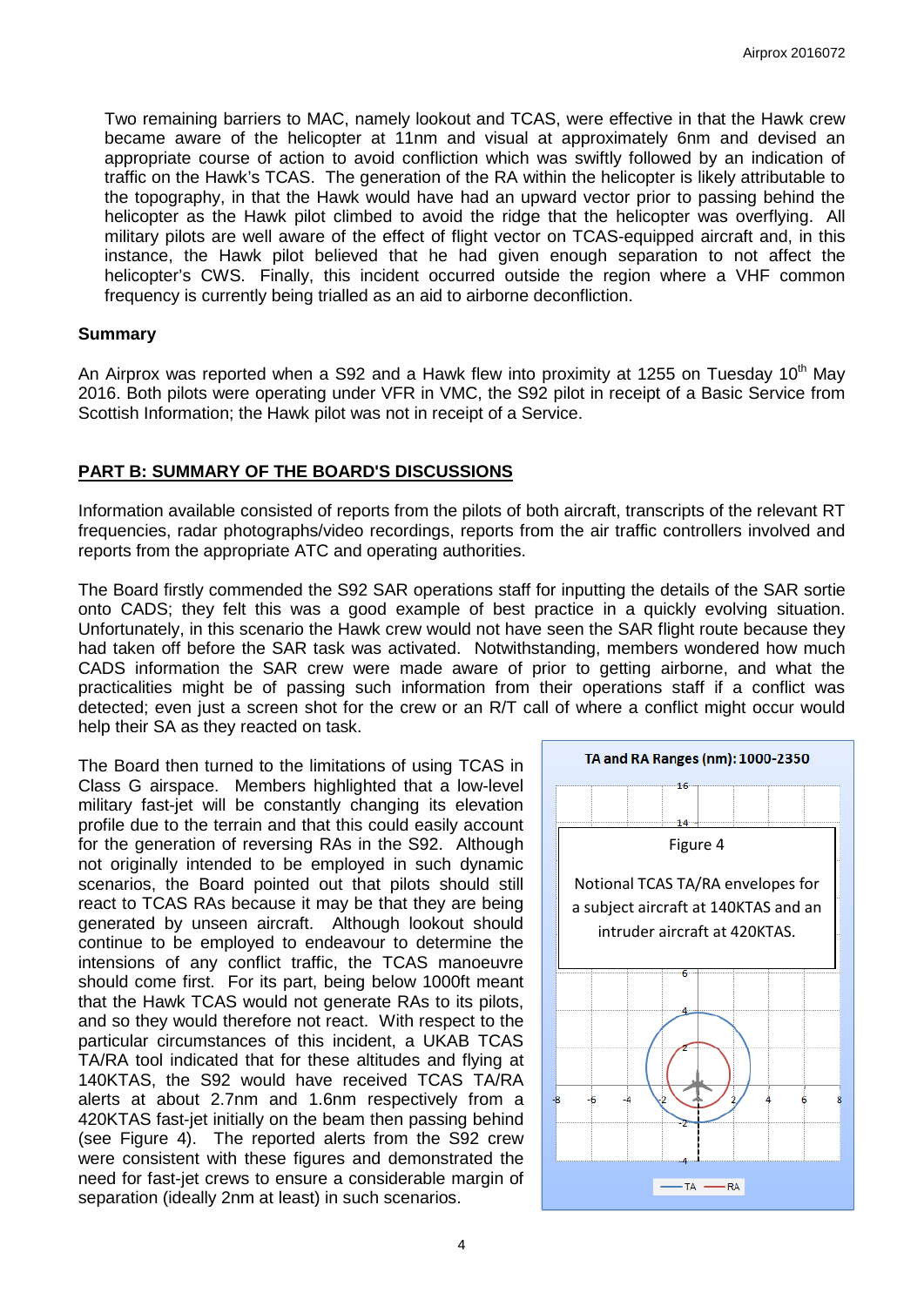Two remaining barriers to MAC, namely lookout and TCAS, were effective in that the Hawk crew became aware of the helicopter at 11nm and visual at approximately 6nm and devised an appropriate course of action to avoid confliction which was swiftly followed by an indication of traffic on the Hawk's TCAS. The generation of the RA within the helicopter is likely attributable to the topography, in that the Hawk would have had an upward vector prior to passing behind the helicopter as the Hawk pilot climbed to avoid the ridge that the helicopter was overflying. All military pilots are well aware of the effect of flight vector on TCAS-equipped aircraft and, in this instance, the Hawk pilot believed that he had given enough separation to not affect the helicopter's CWS. Finally, this incident occurred outside the region where a VHF common frequency is currently being trialled as an aid to airborne deconfliction.

## Summary

An Airprox was reported when a S92 and a Hawk flew into proximity at 1255 on Tuesday 10th May 2016. Both pilots were operating under VFR in VMC, the S92 pilot in receipt of a Basic Service from Scottish Information; the Hawk pilot was not in receipt of a Service.

## PART B: SUMMARY OF THE BOARD'S DISCUSSIONS

Information available consisted of reports from the pilots of both aircraft, transcripts of the relevant RT frequencies, radar photographs/video recordings, reports from the air traffic controllers involved and reports from the appropriate ATC and operating authorities.

The Board firstly commended the S92 SAR operations staff for inputting the details of the SAR sortie onto CADS; they felt this was a good example of best practice in a quickly evolving situation. Unfortunately, in this scenario the Hawk crew would not have seen the SAR flight route because they had taken off before the SAR task was activated. Notwithstanding, members wondered how much CADS information the SAR crew were made aware of prior to getting airborne, and what the practicalities might be of passing such information from their operations staff if a conflict was detected; even just a screen shot for the crew or an R/T call of where a conflict might occur would help their SA as they reacted on task.

The Board then turned to the limitations of using TCAS in Class G airspace. Members highlighted that a low-level military fast-jet will be constantly changing its elevation profile due to the terrain and that this could easily account for the generation of reversing RAs in the S92. Although not originally intended to be employed in such dynamic scenarios, the Board pointed out that pilots should still react to TCAS RAs because it may be that they are being generated by unseen aircraft. Although lookout should continue to be employed to endeavour to determine the intensions of any conflict traffic, the TCAS manoeuvre should come first. For its part, being below 1000ft meant that the Hawk TCAS would not generate RAs to its pilots, and so they would therefore not react. With respect to the particular circumstances of this incident, a UKAB TCAS TA/RA tool indicated that for these altitudes and flying at 140KTAS, the S92 would have received TCAS TA/RA alerts at about 2.7nm and 1.6nm respectively from a 420KTAS fast-jet initially on the beam then passing behind (see Figure 4). The reported alerts from the S92 crew were consistent with these figures and demonstrated the need for fast-jet crews to ensure a considerable margin of separation (ideally 2nm at least) in such scenarios.

TA and RA Ranges (nm): 1000-2350

Figure 4

Notional TCAS TA/RA envelopes for a subject aircraft at 140KTAS and an intruder aircraft at 420KTAS.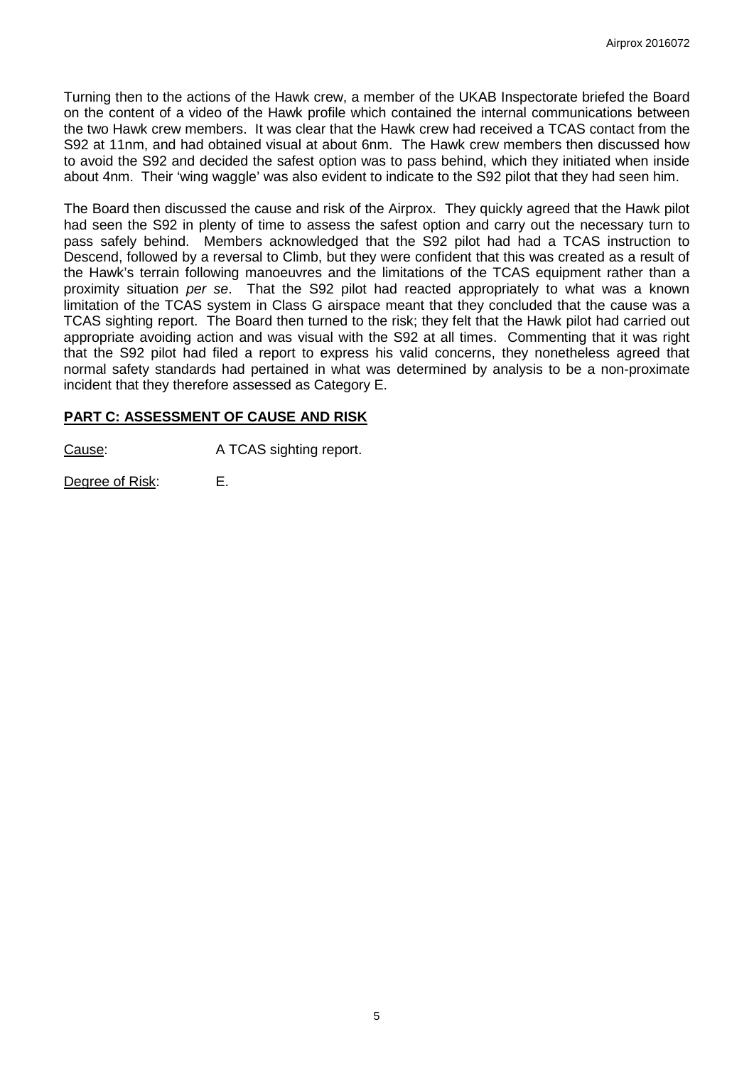Turning then to the actions of the Hawk crew, a member of the UKAB Inspectorate briefed the Board on the content of a video of the Hawk profile which contained the internal communications between the two Hawk crew members. It was clear that the Hawk crew had received a TCAS contact from the S92 at 11nm, and had obtained visual at about 6nm. The Hawk crew members then discussed how to avoid the S92 and decided the safest option was to pass behind, which they initiated when inside about 4nm. Their 'wing waggle' was also evident to indicate to the S92 pilot that they had seen him.

The Board then discussed the cause and risk of the Airprox. They quickly agreed that the Hawk pilot had seen the S92 in plenty of time to assess the safest option and carry out the necessary turn to pass safely behind. Members acknowledged that the S92 pilot had had a TCAS instruction to Descend, followed by a reversal to Climb, but they were confident that this was created as a result of the Hawk's terrain following manoeuvres and the limitations of the TCAS equipment rather than a proximity situation *per se*. That the S92 pilot had reacted appropriately to what was a known limitation of the TCAS system in Class G airspace meant that they concluded that the cause was a TCAS sighting report. The Board then turned to the risk; they felt that the Hawk pilot had carried out appropriate avoiding action and was visual with the S92 at all times. Commenting that it was right that the S92 pilot had filed a report to express his valid concerns, they nonetheless agreed that normal safety standards had pertained in what was determined by analysis to be a non-proximate incident that they therefore assessed as Category E.

## PART C: ASSESSMENT OF CAUSE AND RISK

Cause: A TCAS sighting report.

Degree of Risk: E.